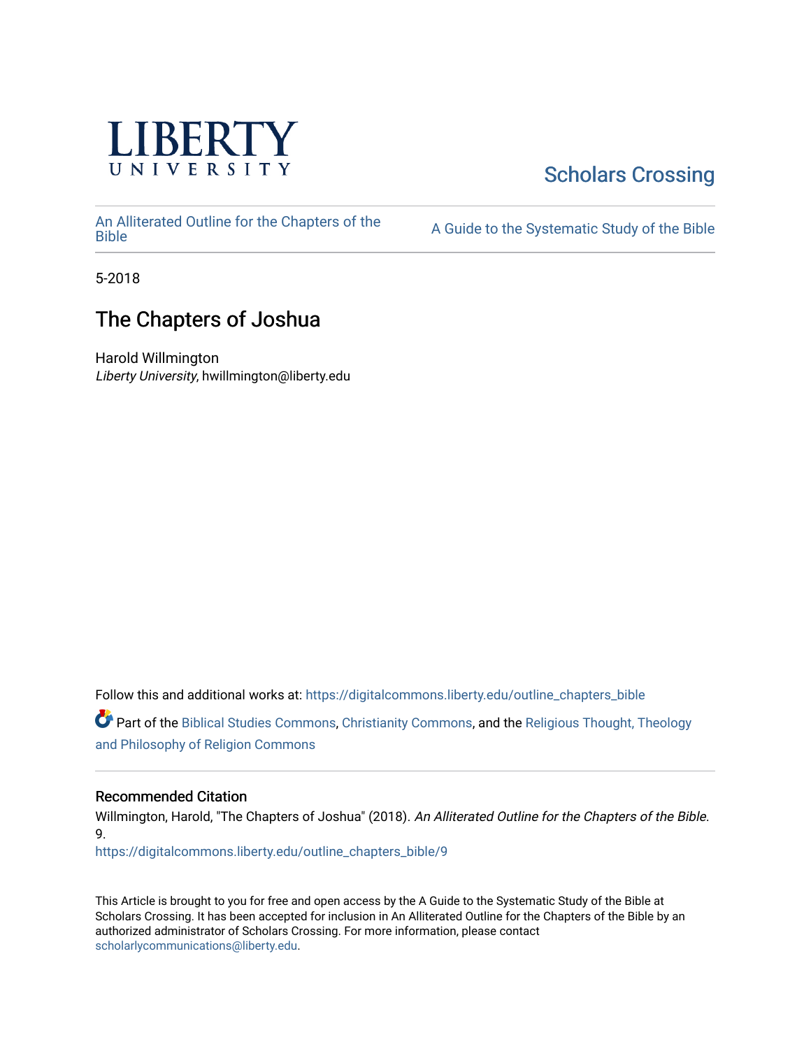LIBERTY UNIVERSITY

Scholars Crossing

An Alliterated Outline for the Chapters of the Bible

A Guide to the Systematic Study of the Bible

5-2018

# The Chapters of Joshua

Harold Willmington
*Liberty University*, hwillmington@liberty.edu

Follow this and additional works at: https://digitalcommons.liberty.edu/outline_chapters_bible

Part of the Biblical Studies Commons, Christianity Commons, and the Religious Thought, Theology and Philosophy of Religion Commons

## Recommended Citation

Willmington, Harold, "The Chapters of Joshua" (2018). *An Alliterated Outline for the Chapters of the Bible*. 9.
https://digitalcommons.liberty.edu/outline_chapters_bible/9

This Article is brought to you for free and open access by the A Guide to the Systematic Study of the Bible at Scholars Crossing. It has been accepted for inclusion in An Alliterated Outline for the Chapters of the Bible by an authorized administrator of Scholars Crossing. For more information, please contact scholarlycommunications@liberty.edu.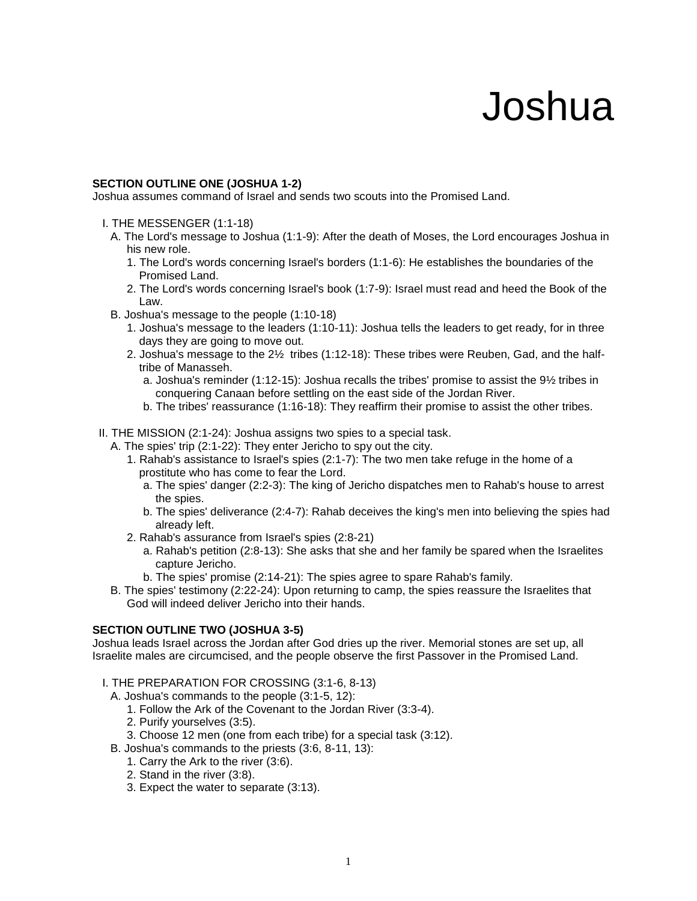# Joshua

**SECTION OUTLINE ONE (JOSHUA 1-2)**
Joshua assumes command of Israel and sends two scouts into the Promised Land.

- I. THE MESSENGER (1:1-18)
  - A. The Lord's message to Joshua (1:1-9): After the death of Moses, the Lord encourages Joshua in his new role.
    1. The Lord's words concerning Israel's borders (1:1-6): He establishes the boundaries of the Promised Land.
    2. The Lord's words concerning Israel's book (1:7-9): Israel must read and heed the Book of the Law.
  - B. Joshua's message to the people (1:10-18)
    1. Joshua's message to the leaders (1:10-11): Joshua tells the leaders to get ready, for in three days they are going to move out.
    2. Joshua's message to the 2½ tribes (1:12-18): These tribes were Reuben, Gad, and the half-tribe of Manasseh.
       - a. Joshua's reminder (1:12-15): Joshua recalls the tribes' promise to assist the 9½ tribes in conquering Canaan before settling on the east side of the Jordan River.
       - b. The tribes' reassurance (1:16-18): They reaffirm their promise to assist the other tribes.

- II. THE MISSION (2:1-24): Joshua assigns two spies to a special task.
  - A. The spies' trip (2:1-22): They enter Jericho to spy out the city.
    1. Rahab's assistance to Israel's spies (2:1-7): The two men take refuge in the home of a prostitute who has come to fear the Lord.
       - a. The spies' danger (2:2-3): The king of Jericho dispatches men to Rahab's house to arrest the spies.
       - b. The spies' deliverance (2:4-7): Rahab deceives the king's men into believing the spies had already left.
    2. Rahab's assurance from Israel's spies (2:8-21)
       - a. Rahab's petition (2:8-13): She asks that she and her family be spared when the Israelites capture Jericho.
       - b. The spies' promise (2:14-21): The spies agree to spare Rahab's family.
  - B. The spies' testimony (2:22-24): Upon returning to camp, the spies reassure the Israelites that God will indeed deliver Jericho into their hands.

**SECTION OUTLINE TWO (JOSHUA 3-5)**
Joshua leads Israel across the Jordan after God dries up the river. Memorial stones are set up, all Israelite males are circumcised, and the people observe the first Passover in the Promised Land.

- I. THE PREPARATION FOR CROSSING (3:1-6, 8-13)
  - A. Joshua's commands to the people (3:1-5, 12):
    1. Follow the Ark of the Covenant to the Jordan River (3:3-4).
    2. Purify yourselves (3:5).
    3. Choose 12 men (one from each tribe) for a special task (3:12).
  - B. Joshua's commands to the priests (3:6, 8-11, 13):
    1. Carry the Ark to the river (3:6).
    2. Stand in the river (3:8).
    3. Expect the water to separate (3:13).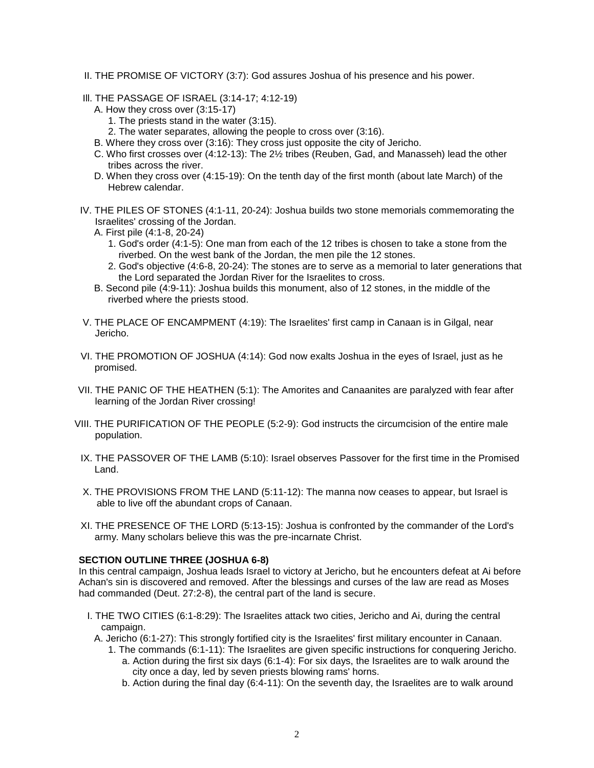II. THE PROMISE OF VICTORY (3:7): God assures Joshua of his presence and his power.

III. THE PASSAGE OF ISRAEL (3:14-17; 4:12-19)
- A. How they cross over (3:15-17)
  - 1. The priests stand in the water (3:15).
  - 2. The water separates, allowing the people to cross over (3:16).
- B. Where they cross over (3:16): They cross just opposite the city of Jericho.
- C. Who first crosses over (4:12-13): The 2½ tribes (Reuben, Gad, and Manasseh) lead the other tribes across the river.
- D. When they cross over (4:15-19): On the tenth day of the first month (about late March) of the Hebrew calendar.

IV. THE PILES OF STONES (4:1-11, 20-24): Joshua builds two stone memorials commemorating the Israelites' crossing of the Jordan.
- A. First pile (4:1-8, 20-24)
  - 1. God's order (4:1-5): One man from each of the 12 tribes is chosen to take a stone from the riverbed. On the west bank of the Jordan, the men pile the 12 stones.
  - 2. God's objective (4:6-8, 20-24): The stones are to serve as a memorial to later generations that the Lord separated the Jordan River for the Israelites to cross.
- B. Second pile (4:9-11): Joshua builds this monument, also of 12 stones, in the middle of the riverbed where the priests stood.

V. THE PLACE OF ENCAMPMENT (4:19): The Israelites' first camp in Canaan is in Gilgal, near Jericho.

VI. THE PROMOTION OF JOSHUA (4:14): God now exalts Joshua in the eyes of Israel, just as he promised.

VII. THE PANIC OF THE HEATHEN (5:1): The Amorites and Canaanites are paralyzed with fear after learning of the Jordan River crossing!

VIII. THE PURIFICATION OF THE PEOPLE (5:2-9): God instructs the circumcision of the entire male population.

IX. THE PASSOVER OF THE LAMB (5:10): Israel observes Passover for the first time in the Promised Land.

X. THE PROVISIONS FROM THE LAND (5:11-12): The manna now ceases to appear, but Israel is able to live off the abundant crops of Canaan.

XI. THE PRESENCE OF THE LORD (5:13-15): Joshua is confronted by the commander of the Lord's army. Many scholars believe this was the pre-incarnate Christ.

**SECTION OUTLINE THREE (JOSHUA 6-8)**

In this central campaign, Joshua leads Israel to victory at Jericho, but he encounters defeat at Ai before Achan's sin is discovered and removed. After the blessings and curses of the law are read as Moses had commanded (Deut. 27:2-8), the central part of the land is secure.

I. THE TWO CITIES (6:1-8:29): The Israelites attack two cities, Jericho and Ai, during the central campaign.
- A. Jericho (6:1-27): This strongly fortified city is the Israelites' first military encounter in Canaan.
  - 1. The commands (6:1-11): The Israelites are given specific instructions for conquering Jericho.
    - a. Action during the first six days (6:1-4): For six days, the Israelites are to walk around the city once a day, led by seven priests blowing rams' horns.
    - b. Action during the final day (6:4-11): On the seventh day, the Israelites are to walk around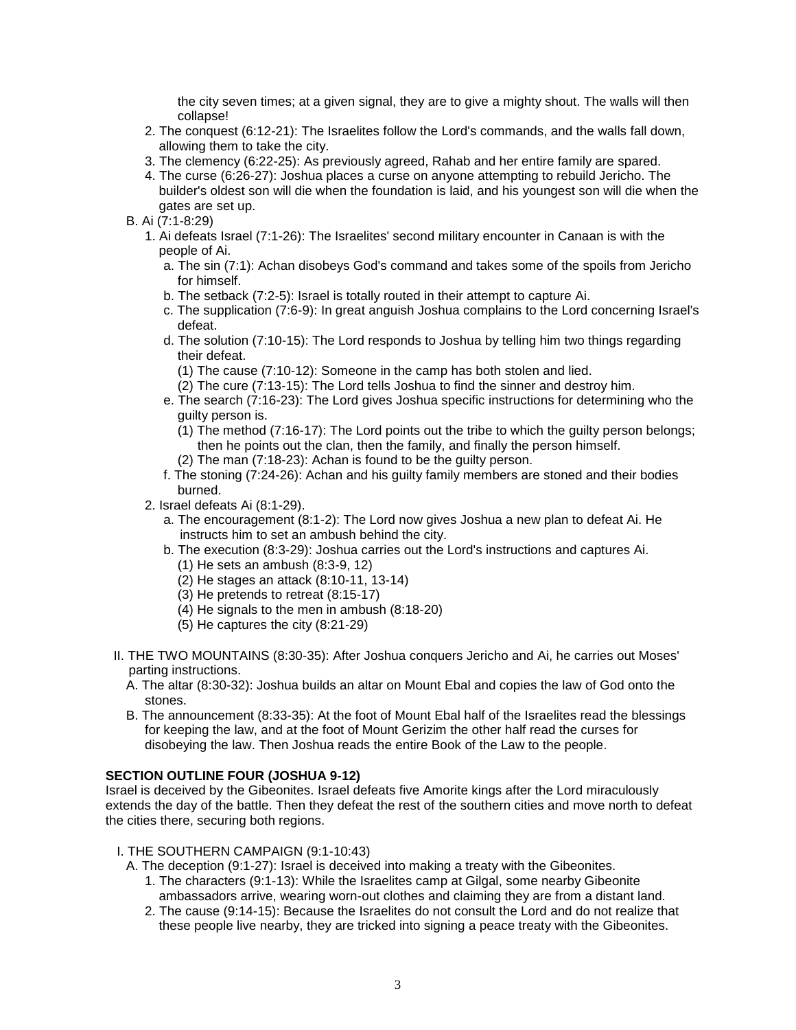the city seven times; at a given signal, they are to give a mighty shout. The walls will then collapse!

2. The conquest (6:12-21): The Israelites follow the Lord's commands, and the walls fall down, allowing them to take the city.
3. The clemency (6:22-25): As previously agreed, Rahab and her entire family are spared.
4. The curse (6:26-27): Joshua places a curse on anyone attempting to rebuild Jericho. The builder's oldest son will die when the foundation is laid, and his youngest son will die when the gates are set up.

B. Ai (7:1-8:29)

1. Ai defeats Israel (7:1-26): The Israelites' second military encounter in Canaan is with the people of Ai.
   - a. The sin (7:1): Achan disobeys God's command and takes some of the spoils from Jericho for himself.
   - b. The setback (7:2-5): Israel is totally routed in their attempt to capture Ai.
   - c. The supplication (7:6-9): In great anguish Joshua complains to the Lord concerning Israel's defeat.
   - d. The solution (7:10-15): The Lord responds to Joshua by telling him two things regarding their defeat.
     - (1) The cause (7:10-12): Someone in the camp has both stolen and lied.
     - (2) The cure (7:13-15): The Lord tells Joshua to find the sinner and destroy him.
   - e. The search (7:16-23): The Lord gives Joshua specific instructions for determining who the guilty person is.
     - (1) The method (7:16-17): The Lord points out the tribe to which the guilty person belongs; then he points out the clan, then the family, and finally the person himself.
     - (2) The man (7:18-23): Achan is found to be the guilty person.
   - f. The stoning (7:24-26): Achan and his guilty family members are stoned and their bodies burned.
2. Israel defeats Ai (8:1-29).
   - a. The encouragement (8:1-2): The Lord now gives Joshua a new plan to defeat Ai. He instructs him to set an ambush behind the city.
   - b. The execution (8:3-29): Joshua carries out the Lord's instructions and captures Ai.
     - (1) He sets an ambush (8:3-9, 12)
     - (2) He stages an attack (8:10-11, 13-14)
     - (3) He pretends to retreat (8:15-17)
     - (4) He signals to the men in ambush (8:18-20)
     - (5) He captures the city (8:21-29)

II. THE TWO MOUNTAINS (8:30-35): After Joshua conquers Jericho and Ai, he carries out Moses' parting instructions.

A. The altar (8:30-32): Joshua builds an altar on Mount Ebal and copies the law of God onto the stones.

B. The announcement (8:33-35): At the foot of Mount Ebal half of the Israelites read the blessings for keeping the law, and at the foot of Mount Gerizim the other half read the curses for disobeying the law. Then Joshua reads the entire Book of the Law to the people.

**SECTION OUTLINE FOUR (JOSHUA 9-12)**

Israel is deceived by the Gibeonites. Israel defeats five Amorite kings after the Lord miraculously extends the day of the battle. Then they defeat the rest of the southern cities and move north to defeat the cities there, securing both regions.

I. THE SOUTHERN CAMPAIGN (9:1-10:43)

A. The deception (9:1-27): Israel is deceived into making a treaty with the Gibeonites.

1. The characters (9:1-13): While the Israelites camp at Gilgal, some nearby Gibeonite ambassadors arrive, wearing worn-out clothes and claiming they are from a distant land.
2. The cause (9:14-15): Because the Israelites do not consult the Lord and do not realize that these people live nearby, they are tricked into signing a peace treaty with the Gibeonites.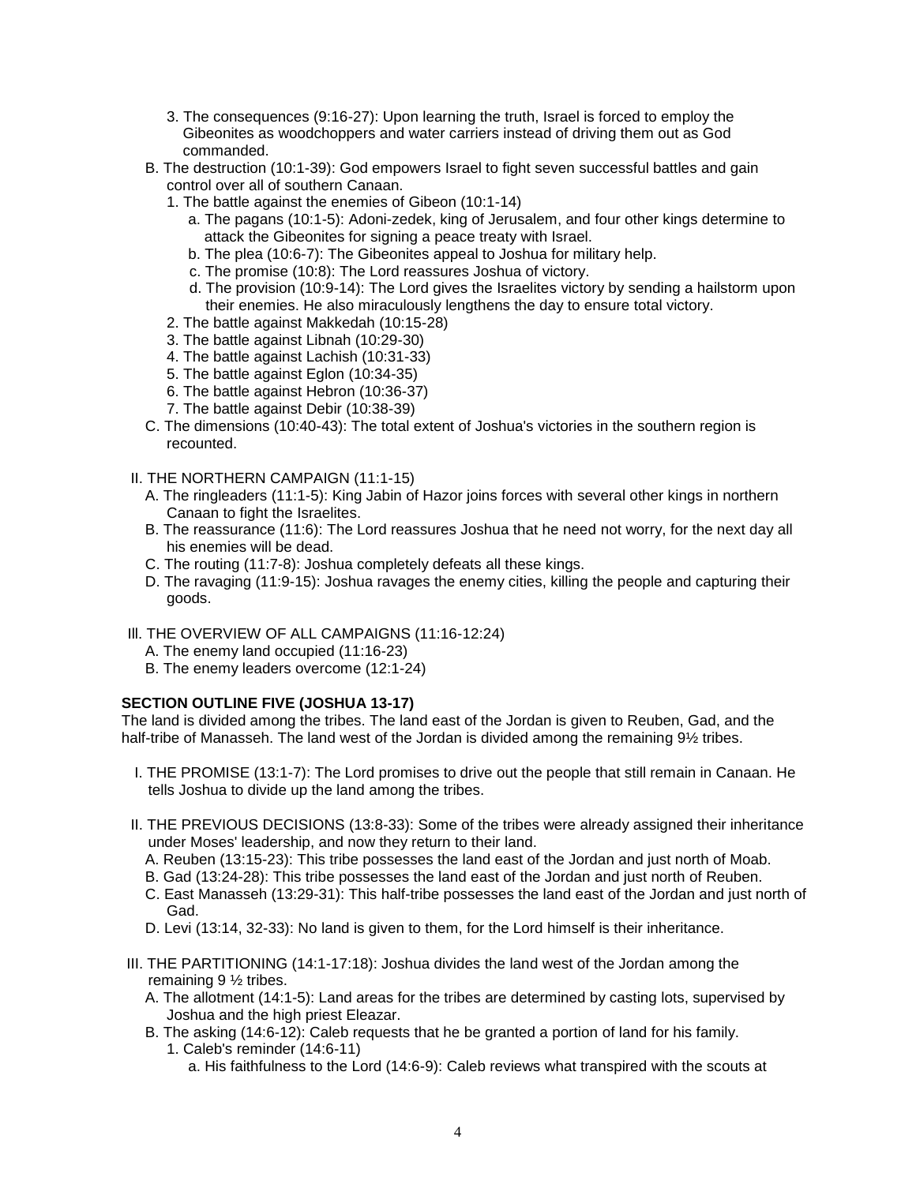3. The consequences (9:16-27): Upon learning the truth, Israel is forced to employ the Gibeonites as woodchoppers and water carriers instead of driving them out as God commanded.

B. The destruction (10:1-39): God empowers Israel to fight seven successful battles and gain control over all of southern Canaan.

1. The battle against the enemies of Gibeon (10:1-14)
   a. The pagans (10:1-5): Adoni-zedek, king of Jerusalem, and four other kings determine to attack the Gibeonites for signing a peace treaty with Israel.
   b. The plea (10:6-7): The Gibeonites appeal to Joshua for military help.
   c. The promise (10:8): The Lord reassures Joshua of victory.
   d. The provision (10:9-14): The Lord gives the Israelites victory by sending a hailstorm upon their enemies. He also miraculously lengthens the day to ensure total victory.
2. The battle against Makkedah (10:15-28)
3. The battle against Libnah (10:29-30)
4. The battle against Lachish (10:31-33)
5. The battle against Eglon (10:34-35)
6. The battle against Hebron (10:36-37)
7. The battle against Debir (10:38-39)

C. The dimensions (10:40-43): The total extent of Joshua's victories in the southern region is recounted.

II. THE NORTHERN CAMPAIGN (11:1-15)

A. The ringleaders (11:1-5): King Jabin of Hazor joins forces with several other kings in northern Canaan to fight the Israelites.

B. The reassurance (11:6): The Lord reassures Joshua that he need not worry, for the next day all his enemies will be dead.

C. The routing (11:7-8): Joshua completely defeats all these kings.

D. The ravaging (11:9-15): Joshua ravages the enemy cities, killing the people and capturing their goods.

III. THE OVERVIEW OF ALL CAMPAIGNS (11:16-12:24)

A. The enemy land occupied (11:16-23)

B. The enemy leaders overcome (12:1-24)

**SECTION OUTLINE FIVE (JOSHUA 13-17)**

The land is divided among the tribes. The land east of the Jordan is given to Reuben, Gad, and the half-tribe of Manasseh. The land west of the Jordan is divided among the remaining 9½ tribes.

I. THE PROMISE (13:1-7): The Lord promises to drive out the people that still remain in Canaan. He tells Joshua to divide up the land among the tribes.

II. THE PREVIOUS DECISIONS (13:8-33): Some of the tribes were already assigned their inheritance under Moses' leadership, and now they return to their land.

A. Reuben (13:15-23): This tribe possesses the land east of the Jordan and just north of Moab.

B. Gad (13:24-28): This tribe possesses the land east of the Jordan and just north of Reuben.

C. East Manasseh (13:29-31): This half-tribe possesses the land east of the Jordan and just north of Gad.

D. Levi (13:14, 32-33): No land is given to them, for the Lord himself is their inheritance.

III. THE PARTITIONING (14:1-17:18): Joshua divides the land west of the Jordan among the remaining 9 ½ tribes.

A. The allotment (14:1-5): Land areas for the tribes are determined by casting lots, supervised by Joshua and the high priest Eleazar.

B. The asking (14:6-12): Caleb requests that he be granted a portion of land for his family.

1. Caleb's reminder (14:6-11)
   a. His faithfulness to the Lord (14:6-9): Caleb reviews what transpired with the scouts at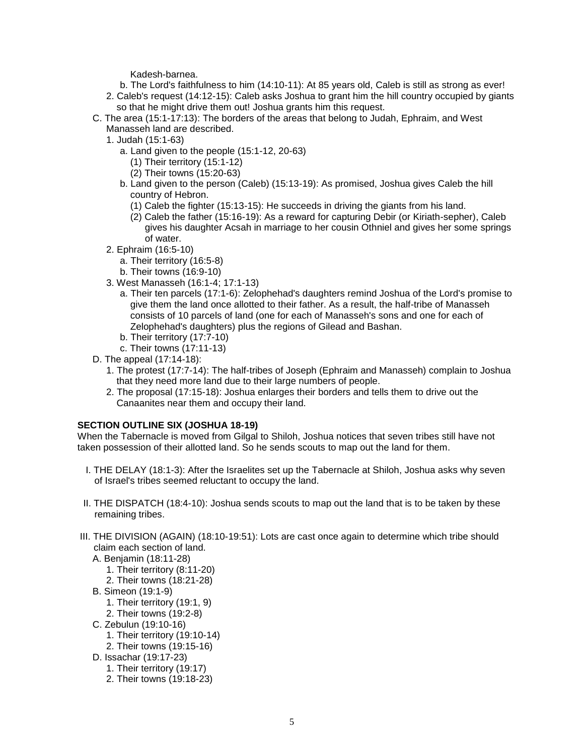Kadesh-barnea.

  b. The Lord's faithfulness to him (14:10-11): At 85 years old, Caleb is still as strong as ever!

2. Caleb's request (14:12-15): Caleb asks Joshua to grant him the hill country occupied by giants so that he might drive them out! Joshua grants this request.

C. The area (15:1-17:13): The borders of the areas that belong to Judah, Ephraim, and West Manasseh land are described.
   1. Judah (15:1-63)
      a. Land given to the people (15:1-12, 20-63)
         (1) Their territory (15:1-12)
         (2) Their towns (15:20-63)
      b. Land given to the person (Caleb) (15:13-19): As promised, Joshua gives Caleb the hill country of Hebron.
         (1) Caleb the fighter (15:13-15): He succeeds in driving the giants from his land.
         (2) Caleb the father (15:16-19): As a reward for capturing Debir (or Kiriath-sepher), Caleb gives his daughter Acsah in marriage to her cousin Othniel and gives her some springs of water.
   2. Ephraim (16:5-10)
      a. Their territory (16:5-8)
      b. Their towns (16:9-10)
   3. West Manasseh (16:1-4; 17:1-13)
      a. Their ten parcels (17:1-6): Zelophehad's daughters remind Joshua of the Lord's promise to give them the land once allotted to their father. As a result, the half-tribe of Manasseh consists of 10 parcels of land (one for each of Manasseh's sons and one for each of Zelophehad's daughters) plus the regions of Gilead and Bashan.
      b. Their territory (17:7-10)
      c. Their towns (17:11-13)

D. The appeal (17:14-18):
   1. The protest (17:7-14): The half-tribes of Joseph (Ephraim and Manasseh) complain to Joshua that they need more land due to their large numbers of people.
   2. The proposal (17:15-18): Joshua enlarges their borders and tells them to drive out the Canaanites near them and occupy their land.

**SECTION OUTLINE SIX (JOSHUA 18-19)**

When the Tabernacle is moved from Gilgal to Shiloh, Joshua notices that seven tribes still have not taken possession of their allotted land. So he sends scouts to map out the land for them.

I. THE DELAY (18:1-3): After the Israelites set up the Tabernacle at Shiloh, Joshua asks why seven of Israel's tribes seemed reluctant to occupy the land.

II. THE DISPATCH (18:4-10): Joshua sends scouts to map out the land that is to be taken by these remaining tribes.

III. THE DIVISION (AGAIN) (18:10-19:51): Lots are cast once again to determine which tribe should claim each section of land.

A. Benjamin (18:11-28)
   1. Their territory (8:11-20)
   2. Their towns (18:21-28)

B. Simeon (19:1-9)
   1. Their territory (19:1, 9)
   2. Their towns (19:2-8)

C. Zebulun (19:10-16)
   1. Their territory (19:10-14)
   2. Their towns (19:15-16)

D. Issachar (19:17-23)
   1. Their territory (19:17)
   2. Their towns (19:18-23)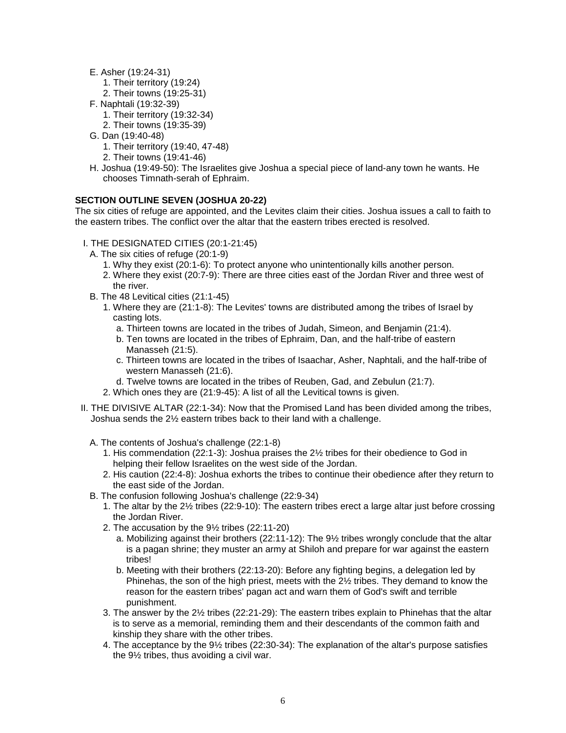- E. Asher (19:24-31)
  - 1. Their territory (19:24)
  - 2. Their towns (19:25-31)
- F. Naphtali (19:32-39)
  - 1. Their territory (19:32-34)
  - 2. Their towns (19:35-39)
- G. Dan (19:40-48)
  - 1. Their territory (19:40, 47-48)
  - 2. Their towns (19:41-46)
- H. Joshua (19:49-50): The Israelites give Joshua a special piece of land-any town he wants. He chooses Timnath-serah of Ephraim.

**SECTION OUTLINE SEVEN (JOSHUA 20-22)**

The six cities of refuge are appointed, and the Levites claim their cities. Joshua issues a call to faith to the eastern tribes. The conflict over the altar that the eastern tribes erected is resolved.

- I. THE DESIGNATED CITIES (20:1-21:45)
  - A. The six cities of refuge (20:1-9)
    - 1. Why they exist (20:1-6): To protect anyone who unintentionally kills another person.
    - 2. Where they exist (20:7-9): There are three cities east of the Jordan River and three west of the river.
  - B. The 48 Levitical cities (21:1-45)
    - 1. Where they are (21:1-8): The Levites' towns are distributed among the tribes of Israel by casting lots.
      - a. Thirteen towns are located in the tribes of Judah, Simeon, and Benjamin (21:4).
      - b. Ten towns are located in the tribes of Ephraim, Dan, and the half-tribe of eastern Manasseh (21:5).
      - c. Thirteen towns are located in the tribes of Isaachar, Asher, Naphtali, and the half-tribe of western Manasseh (21:6).
      - d. Twelve towns are located in the tribes of Reuben, Gad, and Zebulun (21:7).
    - 2. Which ones they are (21:9-45): A list of all the Levitical towns is given.
- II. THE DIVISIVE ALTAR (22:1-34): Now that the Promised Land has been divided among the tribes, Joshua sends the 2½ eastern tribes back to their land with a challenge.
  - A. The contents of Joshua's challenge (22:1-8)
    - 1. His commendation (22:1-3): Joshua praises the 2½ tribes for their obedience to God in helping their fellow Israelites on the west side of the Jordan.
    - 2. His caution (22:4-8): Joshua exhorts the tribes to continue their obedience after they return to the east side of the Jordan.
  - B. The confusion following Joshua's challenge (22:9-34)
    - 1. The altar by the 2½ tribes (22:9-10): The eastern tribes erect a large altar just before crossing the Jordan River.
    - 2. The accusation by the 9½ tribes (22:11-20)
      - a. Mobilizing against their brothers (22:11-12): The 9½ tribes wrongly conclude that the altar is a pagan shrine; they muster an army at Shiloh and prepare for war against the eastern tribes!
      - b. Meeting with their brothers (22:13-20): Before any fighting begins, a delegation led by Phinehas, the son of the high priest, meets with the 2½ tribes. They demand to know the reason for the eastern tribes' pagan act and warn them of God's swift and terrible punishment.
    - 3. The answer by the 2½ tribes (22:21-29): The eastern tribes explain to Phinehas that the altar is to serve as a memorial, reminding them and their descendants of the common faith and kinship they share with the other tribes.
    - 4. The acceptance by the 9½ tribes (22:30-34): The explanation of the altar's purpose satisfies the 9½ tribes, thus avoiding a civil war.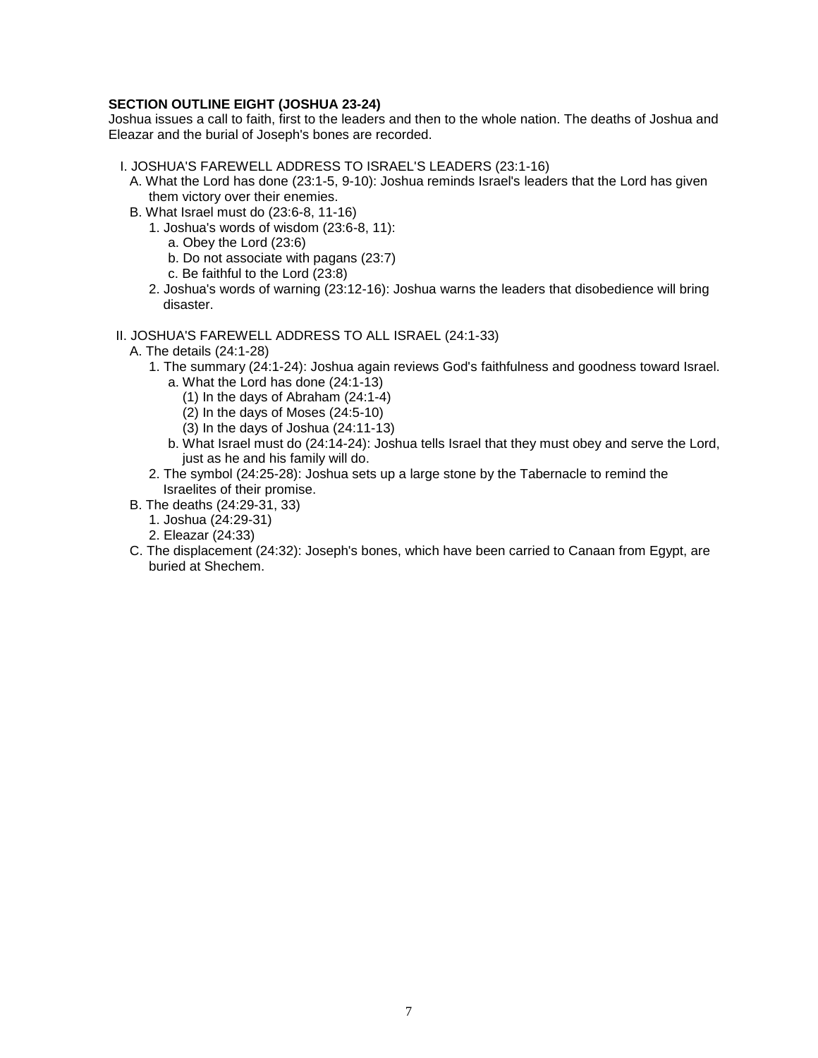**SECTION OUTLINE EIGHT (JOSHUA 23-24)**

Joshua issues a call to faith, first to the leaders and then to the whole nation. The deaths of Joshua and Eleazar and the burial of Joseph's bones are recorded.

I. JOSHUA'S FAREWELL ADDRESS TO ISRAEL'S LEADERS (23:1-16)
- A. What the Lord has done (23:1-5, 9-10): Joshua reminds Israel's leaders that the Lord has given them victory over their enemies.
- B. What Israel must do (23:6-8, 11-16)
  - 1. Joshua's words of wisdom (23:6-8, 11):
    - a. Obey the Lord (23:6)
    - b. Do not associate with pagans (23:7)
    - c. Be faithful to the Lord (23:8)
  - 2. Joshua's words of warning (23:12-16): Joshua warns the leaders that disobedience will bring disaster.

II. JOSHUA'S FAREWELL ADDRESS TO ALL ISRAEL (24:1-33)
- A. The details (24:1-28)
  - 1. The summary (24:1-24): Joshua again reviews God's faithfulness and goodness toward Israel.
    - a. What the Lord has done (24:1-13)
      - (1) In the days of Abraham (24:1-4)
      - (2) In the days of Moses (24:5-10)
      - (3) In the days of Joshua (24:11-13)
    - b. What Israel must do (24:14-24): Joshua tells Israel that they must obey and serve the Lord, just as he and his family will do.
  - 2. The symbol (24:25-28): Joshua sets up a large stone by the Tabernacle to remind the Israelites of their promise.
- B. The deaths (24:29-31, 33)
  - 1. Joshua (24:29-31)
  - 2. Eleazar (24:33)
- C. The displacement (24:32): Joseph's bones, which have been carried to Canaan from Egypt, are buried at Shechem.